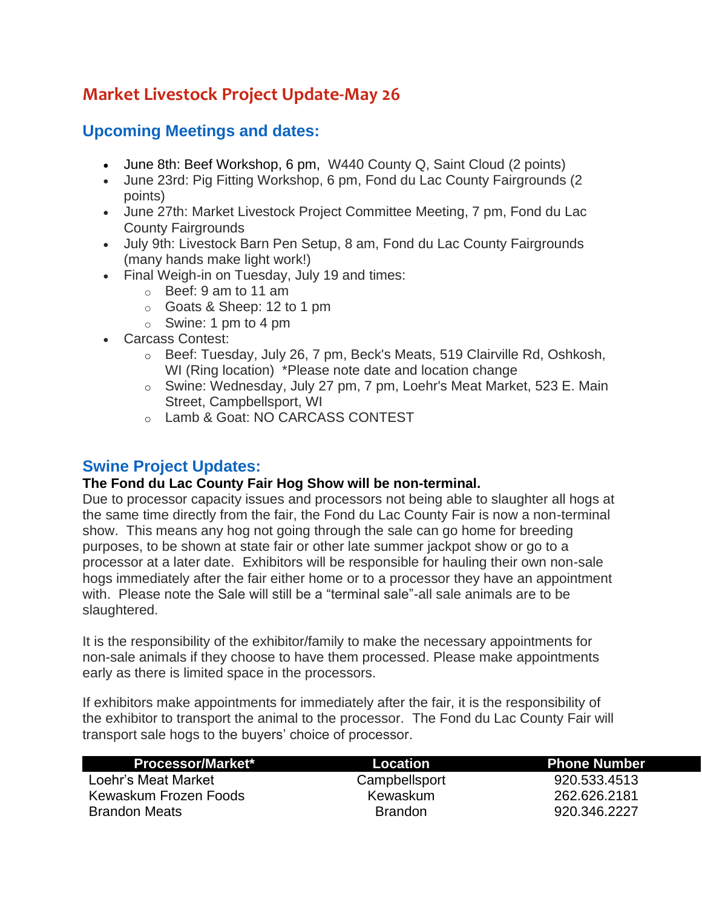# Market Livestock Project Update-May 26

## Upcoming Meetings and dates:

- June 8th: Beef Workshop, 6 pm, W440 County Q, Saint Cloud (2 points)
- June 23rd: Pig Fitting Workshop, 6 pm, Fond du Lac County Fairgrounds (2 points)
- June 27th: Market Livestock Project Committee Meeting, 7 pm, Fond du Lac County Fairgrounds
- July 9th: Livestock Barn Pen Setup, 8 am, Fond du Lac County Fairgrounds (many hands make light work!)
- Final Weigh-in on Tuesday, July 19 and times:
  - Beef: 9 am to 11 am
  - Goats & Sheep: 12 to 1 pm
  - Swine: 1 pm to 4 pm
- Carcass Contest:
  - Beef: Tuesday, July 26, 7 pm, Beck's Meats, 519 Clairville Rd, Oshkosh, WI (Ring location) *Please note date and location change
  - Swine: Wednesday, July 27 pm, 7 pm, Loehr's Meat Market, 523 E. Main Street, Campbellsport, WI
  - Lamb & Goat: NO CARCASS CONTEST

## Swine Project Updates:

**The Fond du Lac County Fair Hog Show will be non-terminal.**

Due to processor capacity issues and processors not being able to slaughter all hogs at the same time directly from the fair, the Fond du Lac County Fair is now a non-terminal show. This means any hog not going through the sale can go home for breeding purposes, to be shown at state fair or other late summer jackpot show or go to a processor at a later date. Exhibitors will be responsible for hauling their own non-sale hogs immediately after the fair either home or to a processor they have an appointment with. Please note the Sale will still be a "terminal sale"-all sale animals are to be slaughtered.

It is the responsibility of the exhibitor/family to make the necessary appointments for non-sale animals if they choose to have them processed. Please make appointments early as there is limited space in the processors.

If exhibitors make appointments for immediately after the fair, it is the responsibility of the exhibitor to transport the animal to the processor. The Fond du Lac County Fair will transport sale hogs to the buyers' choice of processor.

| Processor/Market* | Location | Phone Number |
|---|---|---|
| Loehr's Meat Market | Campbellsport | 920.533.4513 |
| Kewaskum Frozen Foods | Kewaskum | 262.626.2181 |
| Brandon Meats | Brandon | 920.346.2227 |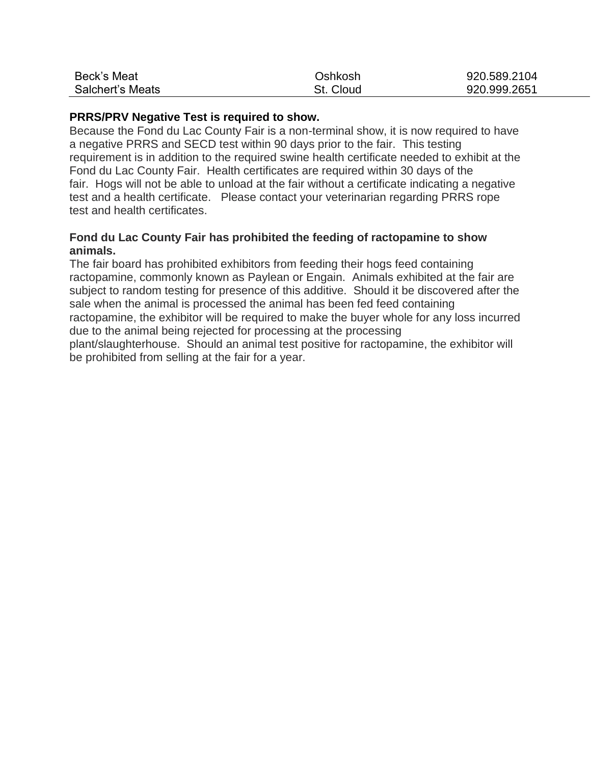| | | |
|---|---|---|
| Beck's Meat | Oshkosh | 920.589.2104 |
| Salchert's Meats | St. Cloud | 920.999.2651 |

**PRRS/PRV Negative Test is required to show.**

Because the Fond du Lac County Fair is a non-terminal show, it is now required to have a negative PRRS and SECD test within 90 days prior to the fair. This testing requirement is in addition to the required swine health certificate needed to exhibit at the Fond du Lac County Fair. Health certificates are required within 30 days of the fair. Hogs will not be able to unload at the fair without a certificate indicating a negative test and a health certificate. Please contact your veterinarian regarding PRRS rope test and health certificates.

**Fond du Lac County Fair has prohibited the feeding of ractopamine to show animals.**

The fair board has prohibited exhibitors from feeding their hogs feed containing ractopamine, commonly known as Paylean or Engain. Animals exhibited at the fair are subject to random testing for presence of this additive. Should it be discovered after the sale when the animal is processed the animal has been fed feed containing ractopamine, the exhibitor will be required to make the buyer whole for any loss incurred due to the animal being rejected for processing at the processing plant/slaughterhouse. Should an animal test positive for ractopamine, the exhibitor will be prohibited from selling at the fair for a year.